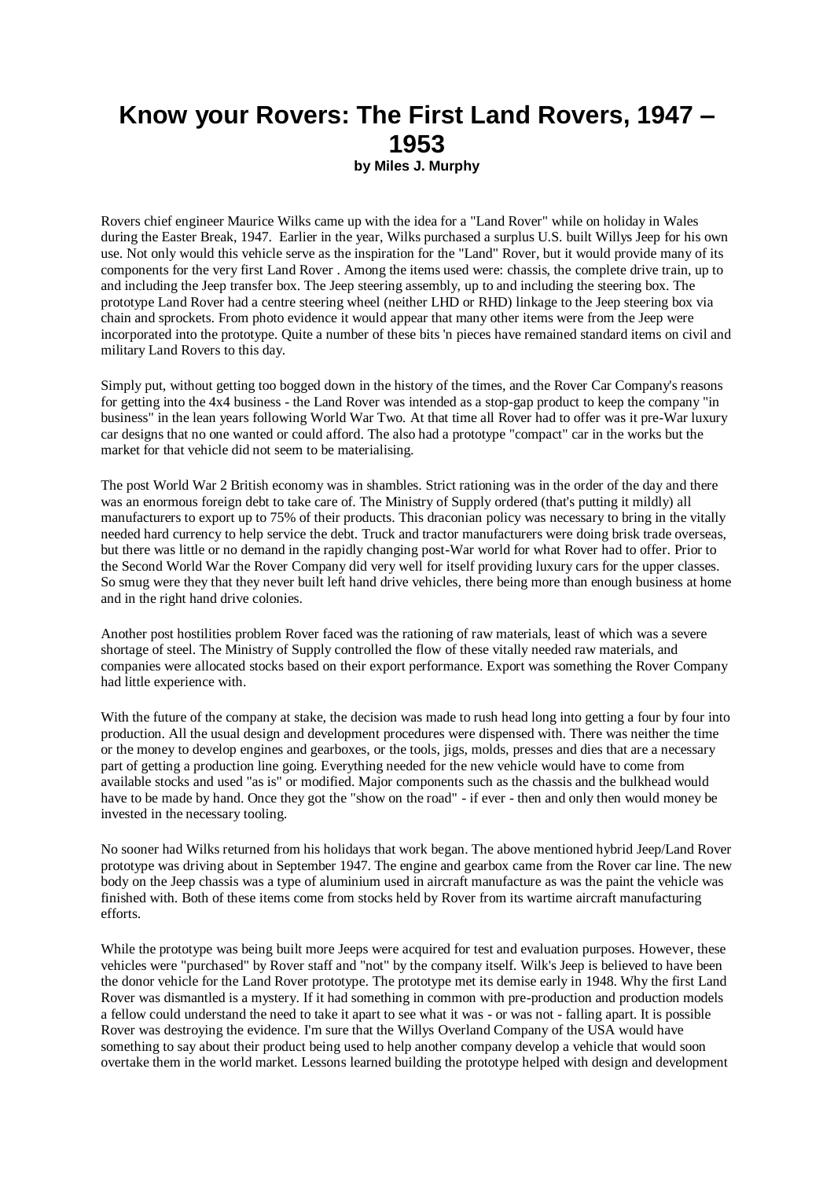# Know your Rovers: The First Land Rovers, 1947 – 1953

**by Miles J. Murphy**

Rovers chief engineer Maurice Wilks came up with the idea for a "Land Rover" while on holiday in Wales during the Easter Break, 1947. Earlier in the year, Wilks purchased a surplus U.S. built Willys Jeep for his own use. Not only would this vehicle serve as the inspiration for the "Land" Rover, but it would provide many of its components for the very first Land Rover . Among the items used were: chassis, the complete drive train, up to and including the Jeep transfer box. The Jeep steering assembly, up to and including the steering box. The prototype Land Rover had a centre steering wheel (neither LHD or RHD) linkage to the Jeep steering box via chain and sprockets. From photo evidence it would appear that many other items were from the Jeep were incorporated into the prototype. Quite a number of these bits 'n pieces have remained standard items on civil and military Land Rovers to this day.

Simply put, without getting too bogged down in the history of the times, and the Rover Car Company's reasons for getting into the 4x4 business - the Land Rover was intended as a stop-gap product to keep the company "in business" in the lean years following World War Two. At that time all Rover had to offer was it pre-War luxury car designs that no one wanted or could afford. The also had a prototype "compact" car in the works but the market for that vehicle did not seem to be materialising.

The post World War 2 British economy was in shambles. Strict rationing was in the order of the day and there was an enormous foreign debt to take care of. The Ministry of Supply ordered (that's putting it mildly) all manufacturers to export up to 75% of their products. This draconian policy was necessary to bring in the vitally needed hard currency to help service the debt. Truck and tractor manufacturers were doing brisk trade overseas, but there was little or no demand in the rapidly changing post-War world for what Rover had to offer. Prior to the Second World War the Rover Company did very well for itself providing luxury cars for the upper classes. So smug were they that they never built left hand drive vehicles, there being more than enough business at home and in the right hand drive colonies.

Another post hostilities problem Rover faced was the rationing of raw materials, least of which was a severe shortage of steel. The Ministry of Supply controlled the flow of these vitally needed raw materials, and companies were allocated stocks based on their export performance. Export was something the Rover Company had little experience with.

With the future of the company at stake, the decision was made to rush head long into getting a four by four into production. All the usual design and development procedures were dispensed with. There was neither the time or the money to develop engines and gearboxes, or the tools, jigs, molds, presses and dies that are a necessary part of getting a production line going. Everything needed for the new vehicle would have to come from available stocks and used "as is" or modified. Major components such as the chassis and the bulkhead would have to be made by hand. Once they got the "show on the road" - if ever - then and only then would money be invested in the necessary tooling.

No sooner had Wilks returned from his holidays that work began. The above mentioned hybrid Jeep/Land Rover prototype was driving about in September 1947. The engine and gearbox came from the Rover car line. The new body on the Jeep chassis was a type of aluminium used in aircraft manufacture as was the paint the vehicle was finished with. Both of these items come from stocks held by Rover from its wartime aircraft manufacturing efforts.

While the prototype was being built more Jeeps were acquired for test and evaluation purposes. However, these vehicles were "purchased" by Rover staff and "not" by the company itself. Wilk's Jeep is believed to have been the donor vehicle for the Land Rover prototype. The prototype met its demise early in 1948. Why the first Land Rover was dismantled is a mystery. If it had something in common with pre-production and production models a fellow could understand the need to take it apart to see what it was - or was not - falling apart. It is possible Rover was destroying the evidence. I'm sure that the Willys Overland Company of the USA would have something to say about their product being used to help another company develop a vehicle that would soon overtake them in the world market. Lessons learned building the prototype helped with design and development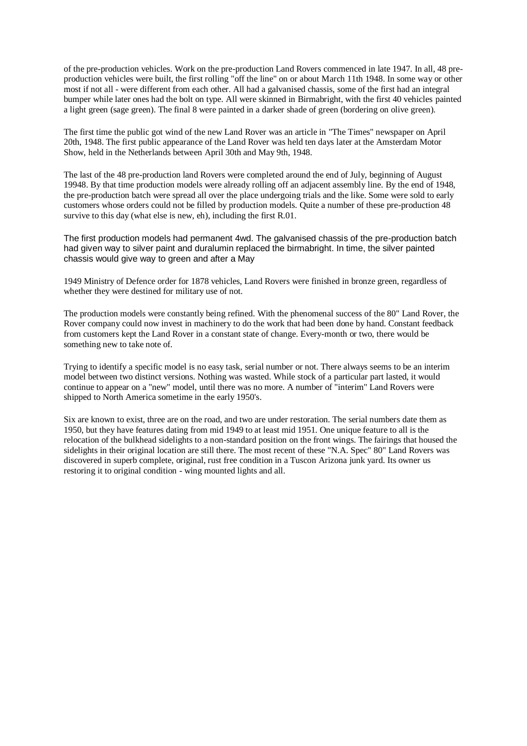of the pre-production vehicles. Work on the pre-production Land Rovers commenced in late 1947. In all, 48 pre-production vehicles were built, the first rolling "off the line" on or about March 11th 1948. In some way or other most if not all - were different from each other. All had a galvanised chassis, some of the first had an integral bumper while later ones had the bolt on type. All were skinned in Birmabright, with the first 40 vehicles painted a light green (sage green). The final 8 were painted in a darker shade of green (bordering on olive green).

The first time the public got wind of the new Land Rover was an article in "The Times" newspaper on April 20th, 1948. The first public appearance of the Land Rover was held ten days later at the Amsterdam Motor Show, held in the Netherlands between April 30th and May 9th, 1948.

The last of the 48 pre-production land Rovers were completed around the end of July, beginning of August 19948. By that time production models were already rolling off an adjacent assembly line. By the end of 1948, the pre-production batch were spread all over the place undergoing trials and the like. Some were sold to early customers whose orders could not be filled by production models. Quite a number of these pre-production 48 survive to this day (what else is new, eh), including the first R.01.

The first production models had permanent 4wd. The galvanised chassis of the pre-production batch had given way to silver paint and duralumin replaced the birmabright. In time, the silver painted chassis would give way to green and after a May

1949 Ministry of Defence order for 1878 vehicles, Land Rovers were finished in bronze green, regardless of whether they were destined for military use of not.

The production models were constantly being refined. With the phenomenal success of the 80" Land Rover, the Rover company could now invest in machinery to do the work that had been done by hand. Constant feedback from customers kept the Land Rover in a constant state of change. Every-month or two, there would be something new to take note of.

Trying to identify a specific model is no easy task, serial number or not. There always seems to be an interim model between two distinct versions. Nothing was wasted. While stock of a particular part lasted, it would continue to appear on a "new" model, until there was no more. A number of "interim" Land Rovers were shipped to North America sometime in the early 1950's.

Six are known to exist, three are on the road, and two are under restoration. The serial numbers date them as 1950, but they have features dating from mid 1949 to at least mid 1951. One unique feature to all is the relocation of the bulkhead sidelights to a non-standard position on the front wings. The fairings that housed the sidelights in their original location are still there. The most recent of these "N.A. Spec" 80" Land Rovers was discovered in superb complete, original, rust free condition in a Tuscon Arizona junk yard. Its owner us restoring it to original condition - wing mounted lights and all.